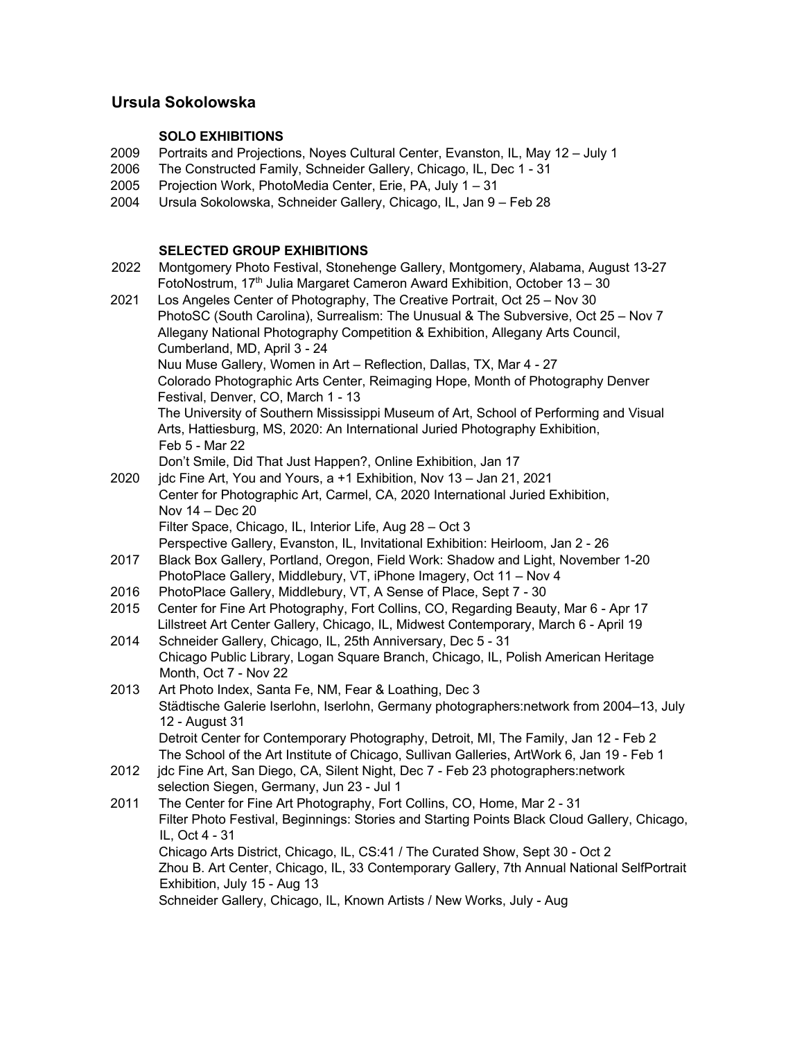## Ursula Sokolowska

### SOLO EXHIBITIONS

2009 Portraits and Projections, Noyes Cultural Center, Evanston, IL, May 12 – July 1
2006 The Constructed Family, Schneider Gallery, Chicago, IL, Dec 1 - 31
2005 Projection Work, PhotoMedia Center, Erie, PA, July 1 – 31
2004 Ursula Sokolowska, Schneider Gallery, Chicago, IL, Jan 9 – Feb 28

### SELECTED GROUP EXHIBITIONS

2022 Montgomery Photo Festival, Stonehenge Gallery, Montgomery, Alabama, August 13-27
FotoNostrum, 17th Julia Margaret Cameron Award Exhibition, October 13 – 30

2021 Los Angeles Center of Photography, The Creative Portrait, Oct 25 – Nov 30
PhotoSC (South Carolina), Surrealism: The Unusual & The Subversive, Oct 25 – Nov 7
Allegany National Photography Competition & Exhibition, Allegany Arts Council, Cumberland, MD, April 3 - 24
Nuu Muse Gallery, Women in Art – Reflection, Dallas, TX, Mar 4 - 27
Colorado Photographic Arts Center, Reimaging Hope, Month of Photography Denver Festival, Denver, CO, March 1 - 13
The University of Southern Mississippi Museum of Art, School of Performing and Visual Arts, Hattiesburg, MS, 2020: An International Juried Photography Exhibition, Feb 5 - Mar 22
Don't Smile, Did That Just Happen?, Online Exhibition, Jan 17

2020 jdc Fine Art, You and Yours, a +1 Exhibition, Nov 13 – Jan 21, 2021
Center for Photographic Art, Carmel, CA, 2020 International Juried Exhibition, Nov 14 – Dec 20
Filter Space, Chicago, IL, Interior Life, Aug 28 – Oct 3
Perspective Gallery, Evanston, IL, Invitational Exhibition: Heirloom, Jan 2 - 26

2017 Black Box Gallery, Portland, Oregon, Field Work: Shadow and Light, November 1-20
PhotoPlace Gallery, Middlebury, VT, iPhone Imagery, Oct 11 – Nov 4

2016 PhotoPlace Gallery, Middlebury, VT, A Sense of Place, Sept 7 - 30

2015 Center for Fine Art Photography, Fort Collins, CO, Regarding Beauty, Mar 6 - Apr 17
Lillstreet Art Center Gallery, Chicago, IL, Midwest Contemporary, March 6 - April 19

2014 Schneider Gallery, Chicago, IL, 25th Anniversary, Dec 5 - 31
Chicago Public Library, Logan Square Branch, Chicago, IL, Polish American Heritage Month, Oct 7 - Nov 22

2013 Art Photo Index, Santa Fe, NM, Fear & Loathing, Dec 3
Städtische Galerie Iserlohn, Iserlohn, Germany photographers:network from 2004–13, July 12 - August 31
Detroit Center for Contemporary Photography, Detroit, MI, The Family, Jan 12 - Feb 2
The School of the Art Institute of Chicago, Sullivan Galleries, ArtWork 6, Jan 19 - Feb 1

2012 jdc Fine Art, San Diego, CA, Silent Night, Dec 7 - Feb 23 photographers:network selection Siegen, Germany, Jun 23 - Jul 1

2011 The Center for Fine Art Photography, Fort Collins, CO, Home, Mar 2 - 31
Filter Photo Festival, Beginnings: Stories and Starting Points Black Cloud Gallery, Chicago, IL, Oct 4 - 31
Chicago Arts District, Chicago, IL, CS:41 / The Curated Show, Sept 30 - Oct 2
Zhou B. Art Center, Chicago, IL, 33 Contemporary Gallery, 7th Annual National SelfPortrait Exhibition, July 15 - Aug 13
Schneider Gallery, Chicago, IL, Known Artists / New Works, July - Aug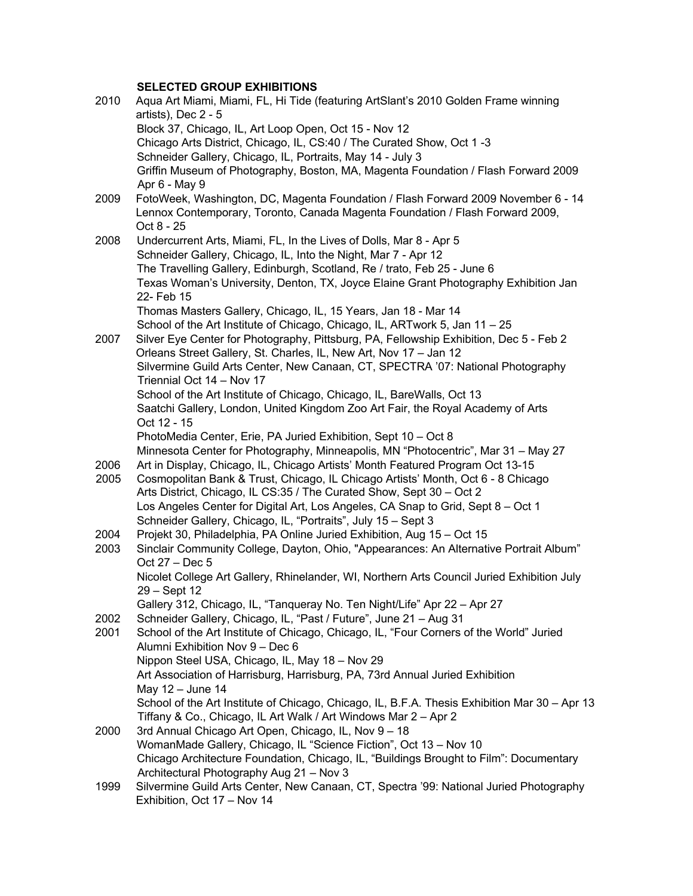**SELECTED GROUP EXHIBITIONS**

2010 Aqua Art Miami, Miami, FL, Hi Tide (featuring ArtSlant's 2010 Golden Frame winning artists), Dec 2 - 5
Block 37, Chicago, IL, Art Loop Open, Oct 15 - Nov 12
Chicago Arts District, Chicago, IL, CS:40 / The Curated Show, Oct 1 -3
Schneider Gallery, Chicago, IL, Portraits, May 14 - July 3
Griffin Museum of Photography, Boston, MA, Magenta Foundation / Flash Forward 2009 Apr 6 - May 9

2009 FotoWeek, Washington, DC, Magenta Foundation / Flash Forward 2009 November 6 - 14
Lennox Contemporary, Toronto, Canada Magenta Foundation / Flash Forward 2009, Oct 8 - 25

2008 Undercurrent Arts, Miami, FL, In the Lives of Dolls, Mar 8 - Apr 5
Schneider Gallery, Chicago, IL, Into the Night, Mar 7 - Apr 12
The Travelling Gallery, Edinburgh, Scotland, Re / trato, Feb 25 - June 6
Texas Woman's University, Denton, TX, Joyce Elaine Grant Photography Exhibition Jan 22- Feb 15
Thomas Masters Gallery, Chicago, IL, 15 Years, Jan 18 - Mar 14
School of the Art Institute of Chicago, Chicago, IL, ARTwork 5, Jan 11 – 25

2007 Silver Eye Center for Photography, Pittsburg, PA, Fellowship Exhibition, Dec 5 - Feb 2
Orleans Street Gallery, St. Charles, IL, New Art, Nov 17 – Jan 12
Silvermine Guild Arts Center, New Canaan, CT, SPECTRA '07: National Photography Triennial Oct 14 – Nov 17
School of the Art Institute of Chicago, Chicago, IL, BareWalls, Oct 13
Saatchi Gallery, London, United Kingdom Zoo Art Fair, the Royal Academy of Arts Oct 12 - 15
PhotoMedia Center, Erie, PA Juried Exhibition, Sept 10 – Oct 8
Minnesota Center for Photography, Minneapolis, MN "Photocentric", Mar 31 – May 27

2006 Art in Display, Chicago, IL, Chicago Artists' Month Featured Program Oct 13-15

2005 Cosmopolitan Bank & Trust, Chicago, IL Chicago Artists' Month, Oct 6 - 8 Chicago Arts District, Chicago, IL CS:35 / The Curated Show, Sept 30 – Oct 2
Los Angeles Center for Digital Art, Los Angeles, CA Snap to Grid, Sept 8 – Oct 1
Schneider Gallery, Chicago, IL, "Portraits", July 15 – Sept 3

2004 Projekt 30, Philadelphia, PA Online Juried Exhibition, Aug 15 – Oct 15

2003 Sinclair Community College, Dayton, Ohio, "Appearances: An Alternative Portrait Album" Oct 27 – Dec 5
Nicolet College Art Gallery, Rhinelander, WI, Northern Arts Council Juried Exhibition July 29 – Sept 12
Gallery 312, Chicago, IL, "Tanqueray No. Ten Night/Life" Apr 22 – Apr 27

2002 Schneider Gallery, Chicago, IL, "Past / Future", June 21 – Aug 31

2001 School of the Art Institute of Chicago, Chicago, IL, "Four Corners of the World" Juried Alumni Exhibition Nov 9 – Dec 6
Nippon Steel USA, Chicago, IL, May 18 – Nov 29
Art Association of Harrisburg, Harrisburg, PA, 73rd Annual Juried Exhibition May 12 – June 14
School of the Art Institute of Chicago, Chicago, IL, B.F.A. Thesis Exhibition Mar 30 – Apr 13
Tiffany & Co., Chicago, IL Art Walk / Art Windows Mar 2 – Apr 2

2000 3rd Annual Chicago Art Open, Chicago, IL, Nov 9 – 18
WomanMade Gallery, Chicago, IL "Science Fiction", Oct 13 – Nov 10
Chicago Architecture Foundation, Chicago, IL, "Buildings Brought to Film": Documentary Architectural Photography Aug 21 – Nov 3

1999 Silvermine Guild Arts Center, New Canaan, CT, Spectra '99: National Juried Photography Exhibition, Oct 17 – Nov 14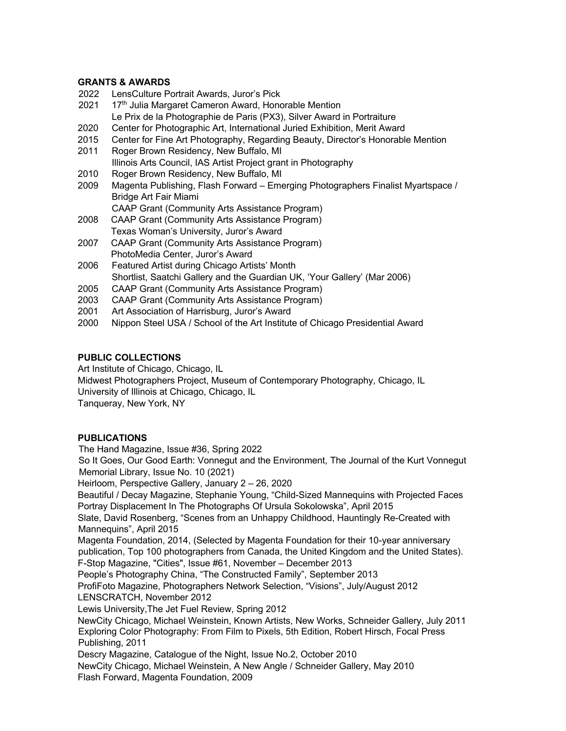**GRANTS & AWARDS**

2022 LensCulture Portrait Awards, Juror's Pick

2021 17th Julia Margaret Cameron Award, Honorable Mention
Le Prix de la Photographie de Paris (PX3), Silver Award in Portraiture

2020 Center for Photographic Art, International Juried Exhibition, Merit Award

2015 Center for Fine Art Photography, Regarding Beauty, Director's Honorable Mention

2011 Roger Brown Residency, New Buffalo, MI
Illinois Arts Council, IAS Artist Project grant in Photography

2010 Roger Brown Residency, New Buffalo, MI

2009 Magenta Publishing, Flash Forward – Emerging Photographers Finalist Myartspace / Bridge Art Fair Miami
CAAP Grant (Community Arts Assistance Program)

2008 CAAP Grant (Community Arts Assistance Program)
Texas Woman's University, Juror's Award

2007 CAAP Grant (Community Arts Assistance Program)
PhotoMedia Center, Juror's Award

2006 Featured Artist during Chicago Artists' Month
Shortlist, Saatchi Gallery and the Guardian UK, 'Your Gallery' (Mar 2006)

2005 CAAP Grant (Community Arts Assistance Program)

2003 CAAP Grant (Community Arts Assistance Program)

2001 Art Association of Harrisburg, Juror's Award

2000 Nippon Steel USA / School of the Art Institute of Chicago Presidential Award

**PUBLIC COLLECTIONS**

Art Institute of Chicago, Chicago, IL
Midwest Photographers Project, Museum of Contemporary Photography, Chicago, IL
University of Illinois at Chicago, Chicago, IL
Tanqueray, New York, NY

**PUBLICATIONS**

The Hand Magazine, Issue #36, Spring 2022
So It Goes, Our Good Earth: Vonnegut and the Environment, The Journal of the Kurt Vonnegut Memorial Library, Issue No. 10 (2021)
Heirloom, Perspective Gallery, January 2 – 26, 2020
Beautiful / Decay Magazine, Stephanie Young, "Child-Sized Mannequins with Projected Faces Portray Displacement In The Photographs Of Ursula Sokolowska", April 2015
Slate, David Rosenberg, "Scenes from an Unhappy Childhood, Hauntingly Re-Created with Mannequins", April 2015
Magenta Foundation, 2014, (Selected by Magenta Foundation for their 10-year anniversary publication, Top 100 photographers from Canada, the United Kingdom and the United States).
F-Stop Magazine, "Cities", Issue #61, November – December 2013
People's Photography China, "The Constructed Family", September 2013
ProfiFoto Magazine, Photographers Network Selection, "Visions", July/August 2012
LENSCRATCH, November 2012
Lewis University,The Jet Fuel Review, Spring 2012
NewCity Chicago, Michael Weinstein, Known Artists, New Works, Schneider Gallery, July 2011
Exploring Color Photography: From Film to Pixels, 5th Edition, Robert Hirsch, Focal Press Publishing, 2011
Descry Magazine, Catalogue of the Night, Issue No.2, October 2010
NewCity Chicago, Michael Weinstein, A New Angle / Schneider Gallery, May 2010
Flash Forward, Magenta Foundation, 2009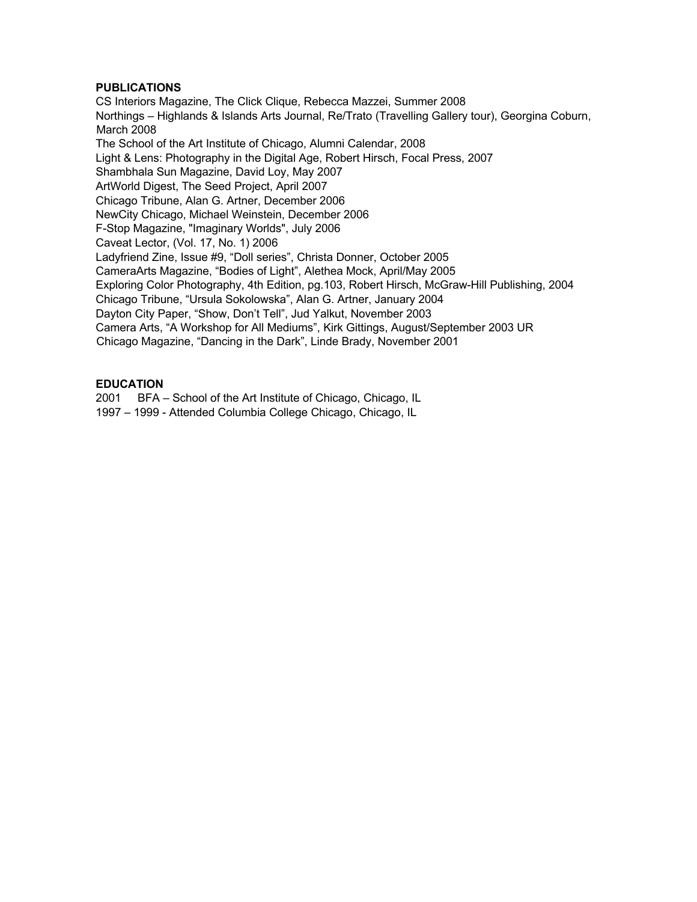**PUBLICATIONS**

CS Interiors Magazine, The Click Clique, Rebecca Mazzei, Summer 2008
Northings – Highlands & Islands Arts Journal, Re/Trato (Travelling Gallery tour), Georgina Coburn, March 2008
The School of the Art Institute of Chicago, Alumni Calendar, 2008
Light & Lens: Photography in the Digital Age, Robert Hirsch, Focal Press, 2007
Shambhala Sun Magazine, David Loy, May 2007
ArtWorld Digest, The Seed Project, April 2007
Chicago Tribune, Alan G. Artner, December 2006
NewCity Chicago, Michael Weinstein, December 2006
F-Stop Magazine, "Imaginary Worlds", July 2006
Caveat Lector, (Vol. 17, No. 1) 2006
Ladyfriend Zine, Issue #9, "Doll series", Christa Donner, October 2005
CameraArts Magazine, "Bodies of Light", Alethea Mock, April/May 2005
Exploring Color Photography, 4th Edition, pg.103, Robert Hirsch, McGraw-Hill Publishing, 2004
Chicago Tribune, "Ursula Sokolowska", Alan G. Artner, January 2004
Dayton City Paper, "Show, Don't Tell", Jud Yalkut, November 2003
Camera Arts, "A Workshop for All Mediums", Kirk Gittings, August/September 2003 UR
Chicago Magazine, "Dancing in the Dark", Linde Brady, November 2001

**EDUCATION**

2001 BFA – School of the Art Institute of Chicago, Chicago, IL
1997 – 1999 - Attended Columbia College Chicago, Chicago, IL